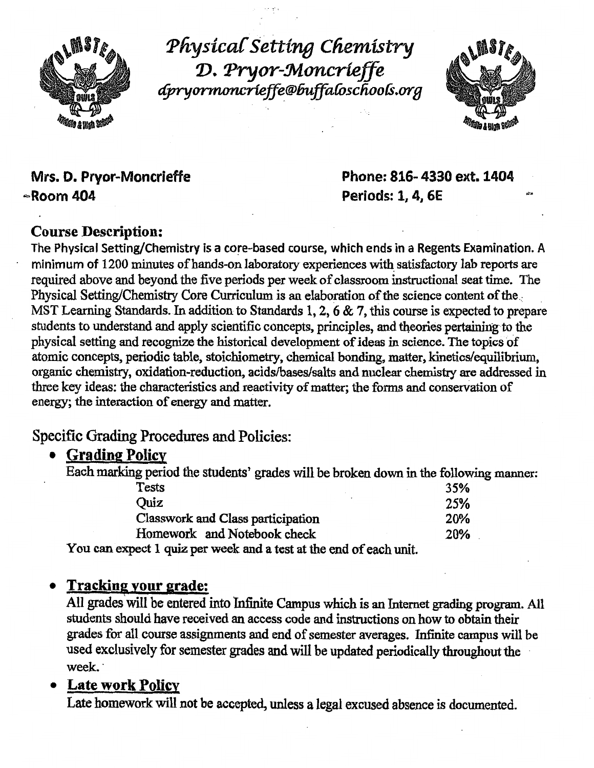# *Physical Setting Chemistry*

## *D. Pryor-Moncrieffe*

*dpryormoncrieffe@buffaloschools.org*

**Mrs. D. Pryor-Moncrieffe**
**Room 404**

**Phone: 816- 4330 ext. 1404**
**Periods: 1, 4, 6E**

## Course Description:

The Physical Setting/Chemistry is a core-based course, which ends in a Regents Examination. A minimum of 1200 minutes of hands-on laboratory experiences with satisfactory lab reports are required above and beyond the five periods per week of classroom instructional seat time. The Physical Setting/Chemistry Core Curriculum is an elaboration of the science content of the MST Learning Standards. In addition to Standards 1, 2, 6 & 7, this course is expected to prepare students to understand and apply scientific concepts, principles, and theories pertaining to the physical setting and recognize the historical development of ideas in science. The topics of atomic concepts, periodic table, stoichiometry, chemical bonding, matter, kinetics/equilibrium, organic chemistry, oxidation-reduction, acids/bases/salts and nuclear chemistry are addressed in three key ideas: the characteristics and reactivity of matter; the forms and conservation of energy; the interaction of energy and matter.

## Specific Grading Procedures and Policies:

- **Grading Policy**

  Each marking period the students' grades will be broken down in the following manner:

  | | |
  |---|---|
  | Tests | 35% |
  | Quiz | 25% |
  | Classwork and Class participation | 20% |
  | Homework and Notebook check | 20% |

  You can expect 1 quiz per week and a test at the end of each unit.

- **Tracking your grade:**

  All grades will be entered into Infinite Campus which is an Internet grading program. All students should have received an access code and instructions on how to obtain their grades for all course assignments and end of semester averages. Infinite campus will be used exclusively for semester grades and will be updated periodically throughout the week.

- **Late work Policy**

  Late homework will not be accepted, unless a legal excused absence is documented.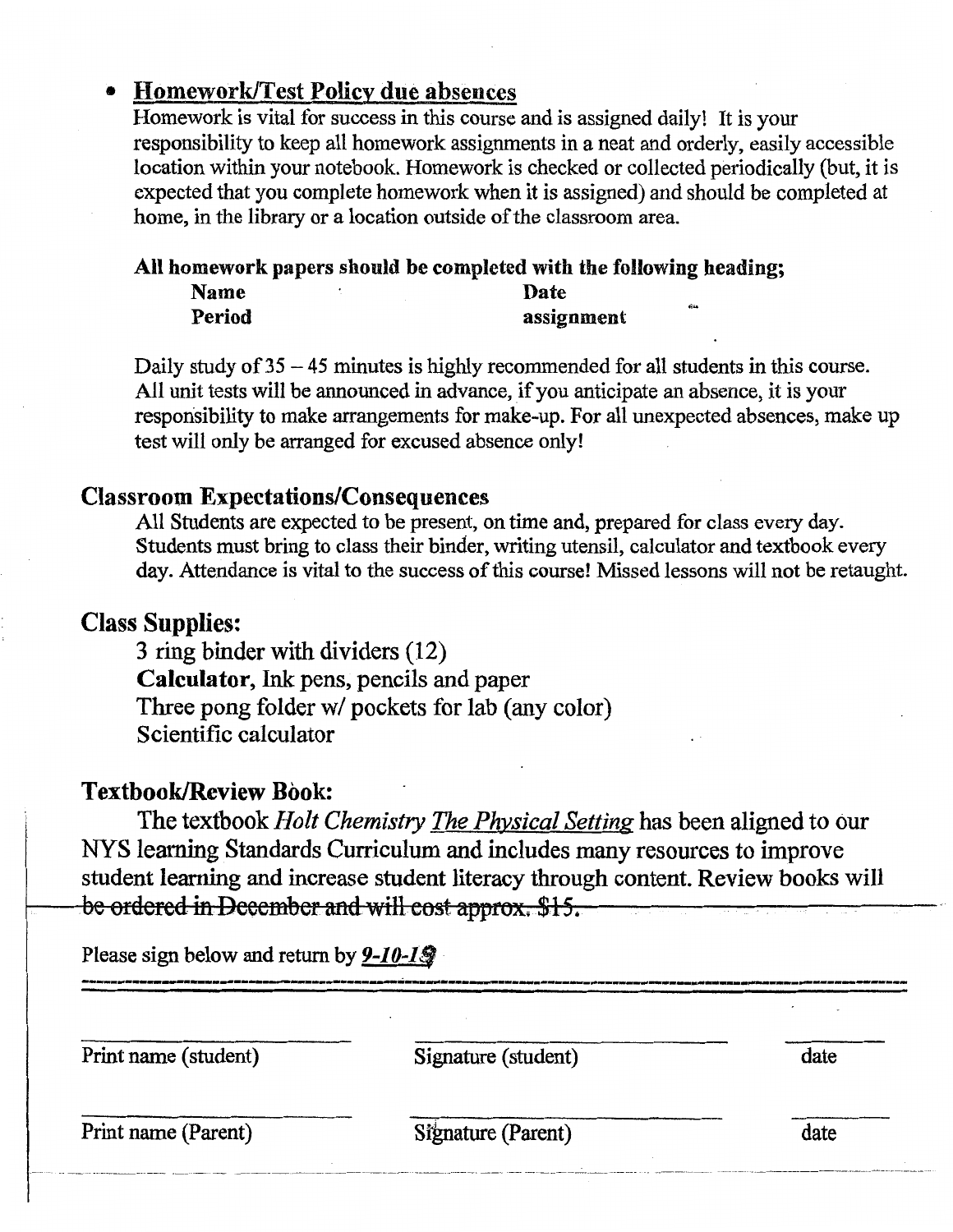- **Homework/Test Policy due absences**

  Homework is vital for success in this course and is assigned daily! It is your responsibility to keep all homework assignments in a neat and orderly, easily accessible location within your notebook. Homework is checked or collected periodically (but, it is expected that you complete homework when it is assigned) and should be completed at home, in the library or a location outside of the classroom area.

  **All homework papers should be completed with the following heading;**

  | | |
  |---|---|
  | **Name** | **Date** |
  | **Period** | **assignment** |

  Daily study of 35 – 45 minutes is highly recommended for all students in this course. All unit tests will be announced in advance, if you anticipate an absence, it is your responsibility to make arrangements for make-up. For all unexpected absences, make up test will only be arranged for excused absence only!

## Classroom Expectations/Consequences

All Students are expected to be present, on time and, prepared for class every day. Students must bring to class their binder, writing utensil, calculator and textbook every day. Attendance is vital to the success of this course! Missed lessons will not be retaught.

## Class Supplies:

3 ring binder with dividers (12)
**Calculator**, Ink pens, pencils and paper
Three pong folder w/ pockets for lab (any color)
Scientific calculator

## Textbook/Review Book:

The textbook *Holt Chemistry* The Physical Setting has been aligned to our NYS learning Standards Curriculum and includes many resources to improve student learning and increase student literacy through content. Review books will ~~be ordered in December and will cost approx. $15.~~

Please sign below and return by ***9-10-19***

| | | |
|---|---|---|
| Print name (student) | Signature (student) | date |
| Print name (Parent) | Signature (Parent) | date |